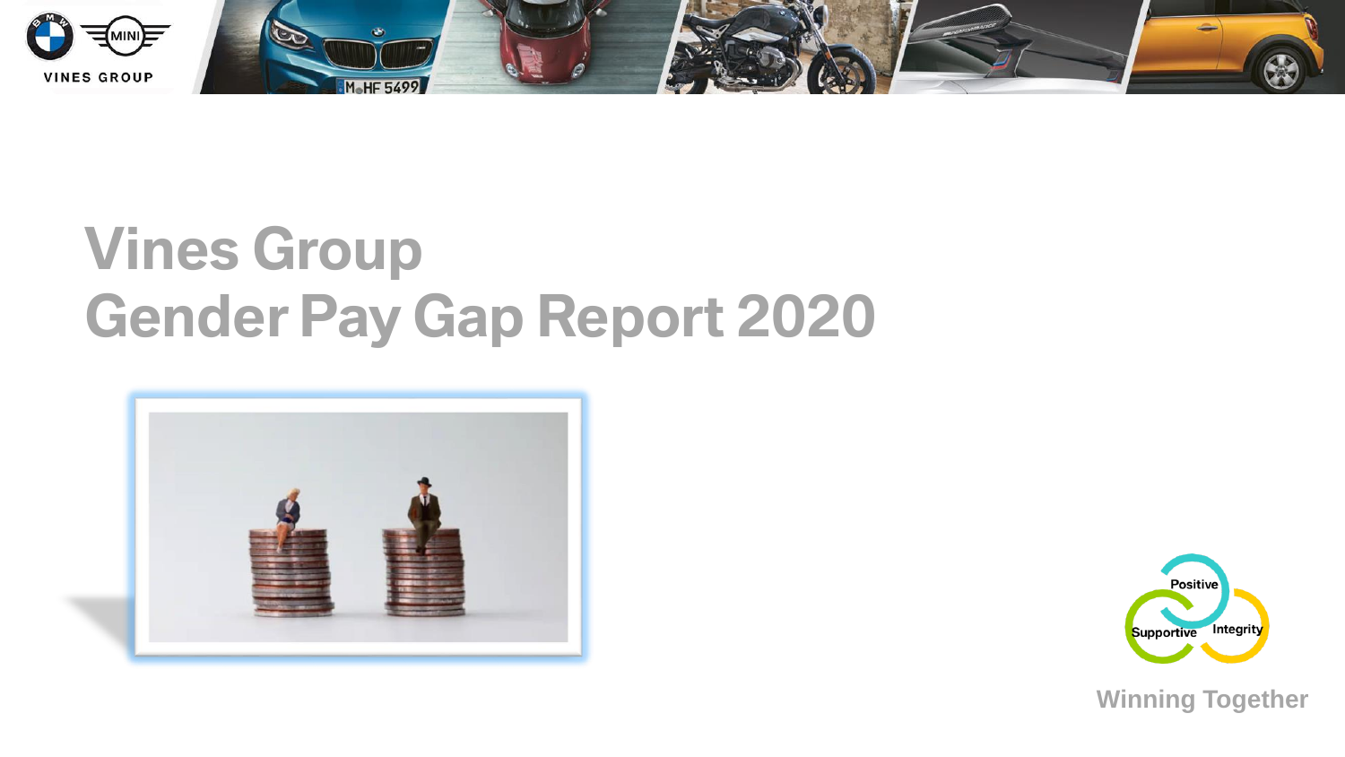VINES GROUP

# Vines Group
# Gender Pay Gap Report 2020

Positive

Supportive

Integrity

Winning Together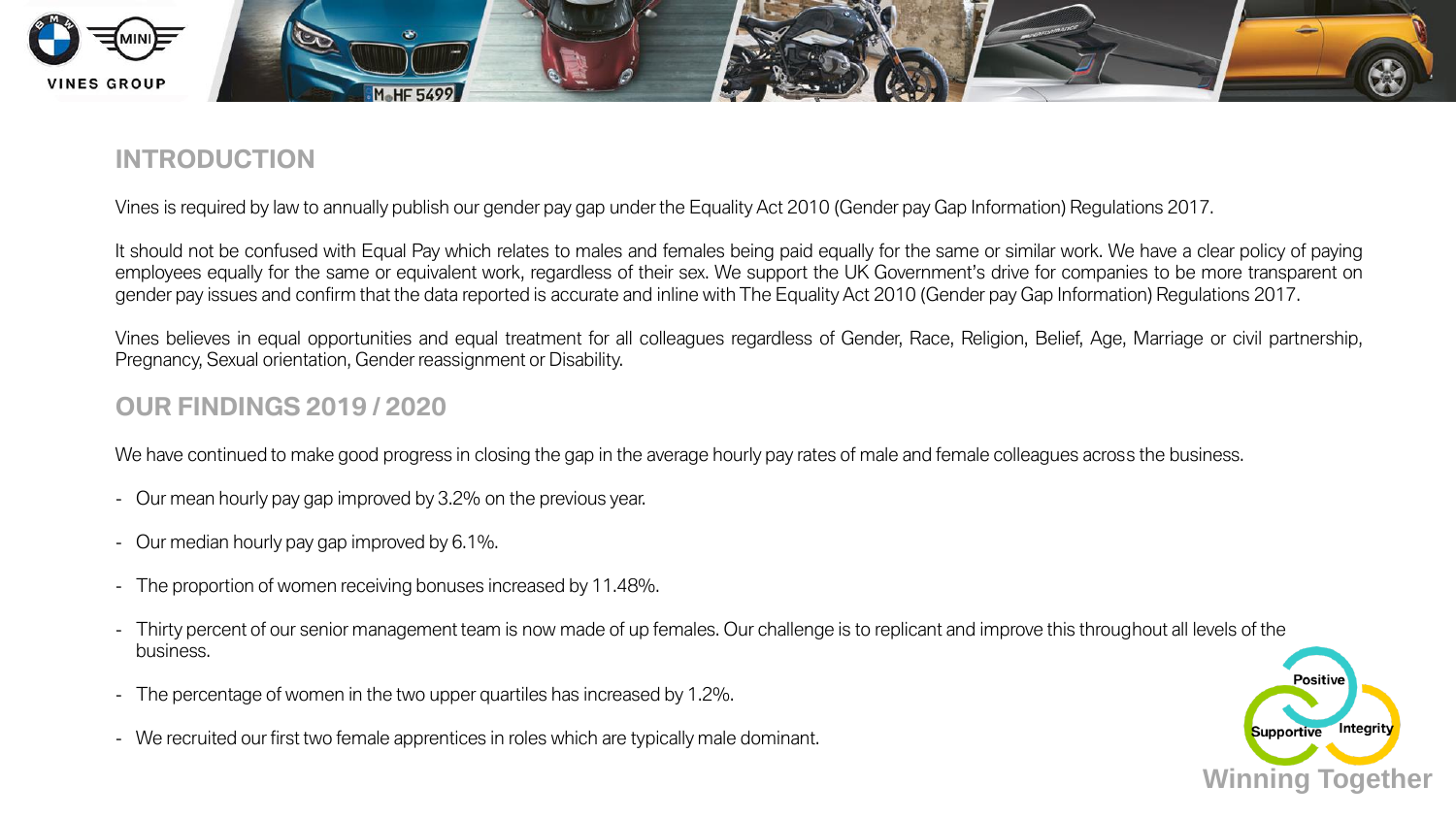## INTRODUCTION

Vines is required by law to annually publish our gender pay gap under the Equality Act 2010 (Gender pay Gap Information) Regulations 2017.

It should not be confused with Equal Pay which relates to males and females being paid equally for the same or similar work. We have a clear policy of paying employees equally for the same or equivalent work, regardless of their sex. We support the UK Government's drive for companies to be more transparent on gender pay issues and confirm that the data reported is accurate and inline with The Equality Act 2010 (Gender pay Gap Information) Regulations 2017.

Vines believes in equal opportunities and equal treatment for all colleagues regardless of Gender, Race, Religion, Belief, Age, Marriage or civil partnership, Pregnancy, Sexual orientation, Gender reassignment or Disability.

## OUR FINDINGS 2019 / 2020

We have continued to make good progress in closing the gap in the average hourly pay rates of male and female colleagues across the business.

- Our mean hourly pay gap improved by 3.2% on the previous year.
- Our median hourly pay gap improved by 6.1%.
- The proportion of women receiving bonuses increased by 11.48%.
- Thirty percent of our senior management team is now made of up females. Our challenge is to replicant and improve this throughout all levels of the business.
- The percentage of women in the two upper quartiles has increased by 1.2%.
- We recruited our first two female apprentices in roles which are typically male dominant.

Positive Supportive Integrity

Winning Together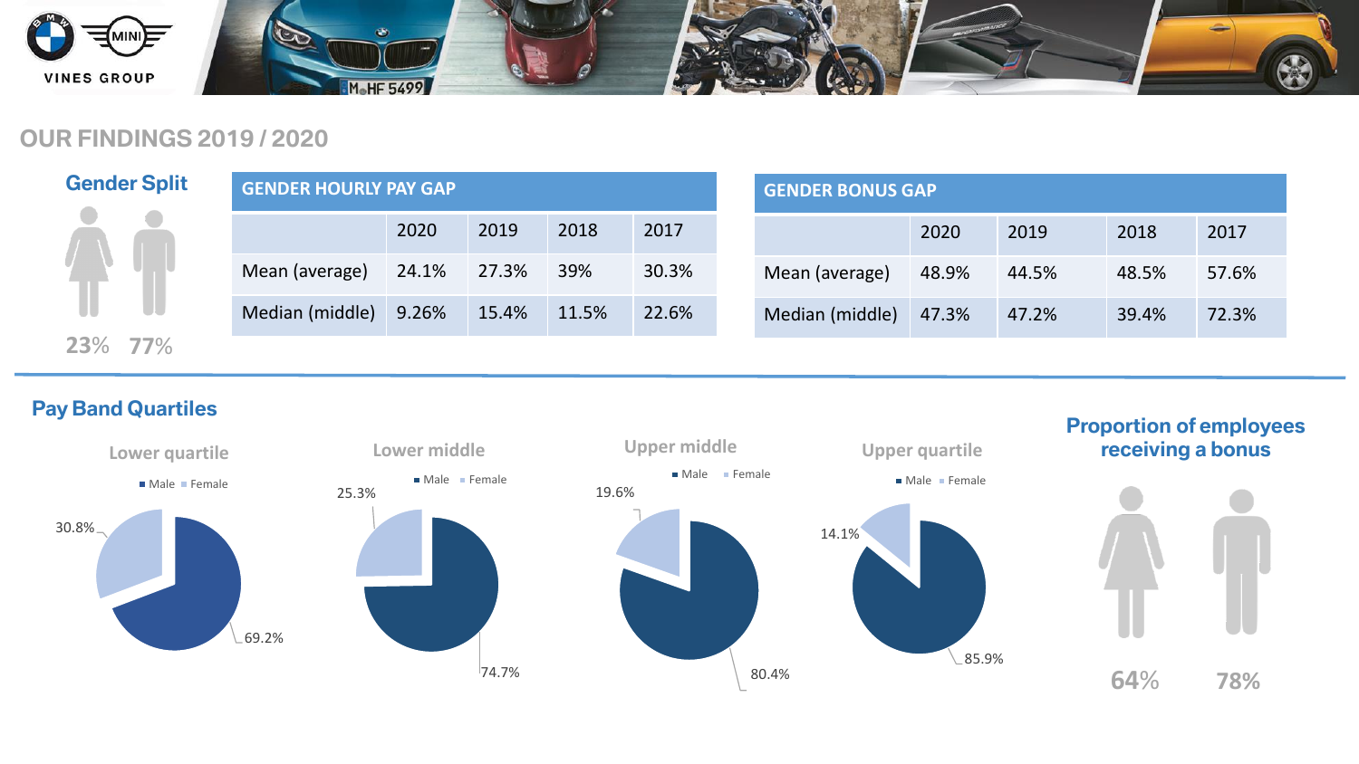## OUR FINDINGS 2019 / 2020

### Gender Split

23% 77%

| GENDER HOURLY PAY GAP | 2020 | 2019 | 2018 | 2017 |
|---|---|---|---|---|
| Mean (average) | 24.1% | 27.3% | 39% | 30.3% |
| Median (middle) | 9.26% | 15.4% | 11.5% | 22.6% |

| GENDER BONUS GAP | 2020 | 2019 | 2018 | 2017 |
|---|---|---|---|---|
| Mean (average) | 48.9% | 44.5% | 48.5% | 57.6% |
| Median (middle) | 47.3% | 47.2% | 39.4% | 72.3% |

### Pay Band Quartiles

**Lower quartile**

Male 69.2% / Female 30.8%

**Lower middle**

Male 74.7% / Female 25.3%

**Upper middle**

Male 80.4% / Female 19.6%

**Upper quartile**

Male 85.9% / Female 14.1%

### Proportion of employees receiving a bonus

64% 78%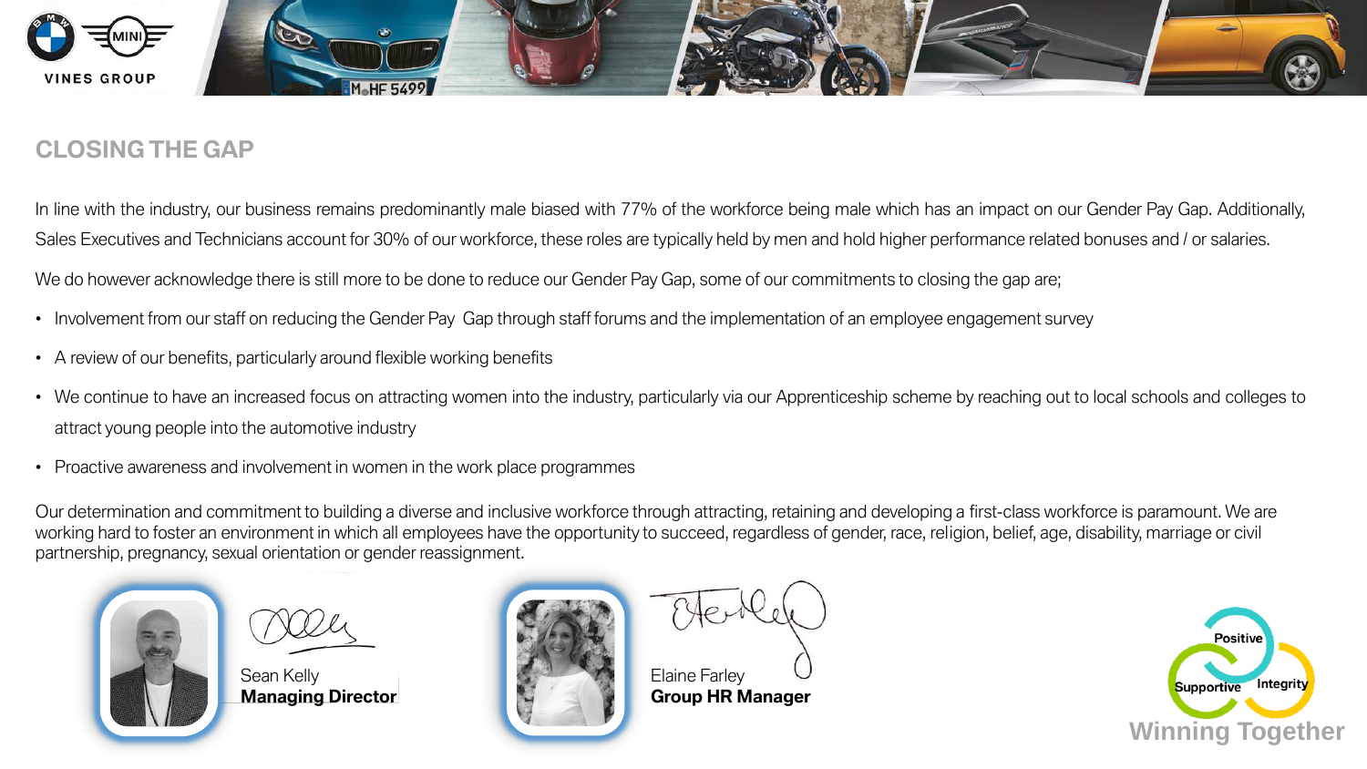## CLOSING THE GAP

In line with the industry, our business remains predominantly male biased with 77% of the workforce being male which has an impact on our Gender Pay Gap. Additionally, Sales Executives and Technicians account for 30% of our workforce, these roles are typically held by men and hold higher performance related bonuses and / or salaries.

We do however acknowledge there is still more to be done to reduce our Gender Pay Gap, some of our commitments to closing the gap are;

- Involvement from our staff on reducing the Gender Pay Gap through staff forums and the implementation of an employee engagement survey
- A review of our benefits, particularly around flexible working benefits
- We continue to have an increased focus on attracting women into the industry, particularly via our Apprenticeship scheme by reaching out to local schools and colleges to attract young people into the automotive industry
- Proactive awareness and involvement in women in the work place programmes

Our determination and commitment to building a diverse and inclusive workforce through attracting, retaining and developing a first-class workforce is paramount. We are working hard to foster an environment in which all employees have the opportunity to succeed, regardless of gender, race, religion, belief, age, disability, marriage or civil partnership, pregnancy, sexual orientation or gender reassignment.

Sean Kelly
**Managing Director**

Elaine Farley
**Group HR Manager**

Positive
Supportive
Integrity
Winning Together